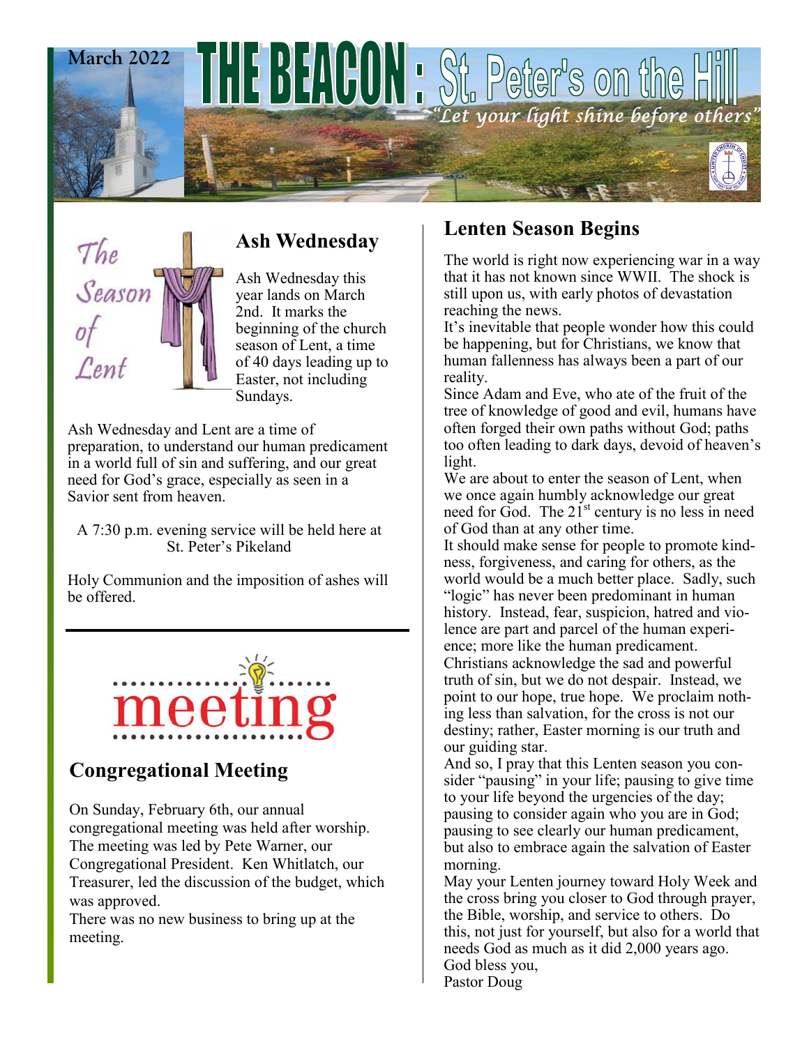March 2022

# THE BEACON: St. Peter's on the Hill

*"Let your light shine before others"*

The Season of Lent

## Ash Wednesday

Ash Wednesday this year lands on March 2nd. It marks the beginning of the church season of Lent, a time of 40 days leading up to Easter, not including Sundays.

Ash Wednesday and Lent are a time of preparation, to understand our human predicament in a world full of sin and suffering, and our great need for God's grace, especially as seen in a Savior sent from heaven.

A 7:30 p.m. evening service will be held here at St. Peter's Pikeland

Holy Communion and the imposition of ashes will be offered.

meeting

## Congregational Meeting

On Sunday, February 6th, our annual congregational meeting was held after worship. The meeting was led by Pete Warner, our Congregational President. Ken Whitlatch, our Treasurer, led the discussion of the budget, which was approved.

There was no new business to bring up at the meeting.

## Lenten Season Begins

The world is right now experiencing war in a way that it has not known since WWII. The shock is still upon us, with early photos of devastation reaching the news.

It's inevitable that people wonder how this could be happening, but for Christians, we know that human fallenness has always been a part of our reality.

Since Adam and Eve, who ate of the fruit of the tree of knowledge of good and evil, humans have often forged their own paths without God; paths too often leading to dark days, devoid of heaven's light.

We are about to enter the season of Lent, when we once again humbly acknowledge our great need for God. The 21st century is no less in need of God than at any other time.

It should make sense for people to promote kindness, forgiveness, and caring for others, as the world would be a much better place. Sadly, such "logic" has never been predominant in human history. Instead, fear, suspicion, hatred and violence are part and parcel of the human experience; more like the human predicament.

Christians acknowledge the sad and powerful truth of sin, but we do not despair. Instead, we point to our hope, true hope. We proclaim nothing less than salvation, for the cross is not our destiny; rather, Easter morning is our truth and our guiding star.

And so, I pray that this Lenten season you consider "pausing" in your life; pausing to give time to your life beyond the urgencies of the day; pausing to consider again who you are in God; pausing to see clearly our human predicament, but also to embrace again the salvation of Easter morning.

May your Lenten journey toward Holy Week and the cross bring you closer to God through prayer, the Bible, worship, and service to others. Do this, not just for yourself, but also for a world that needs God as much as it did 2,000 years ago.

God bless you,

Pastor Doug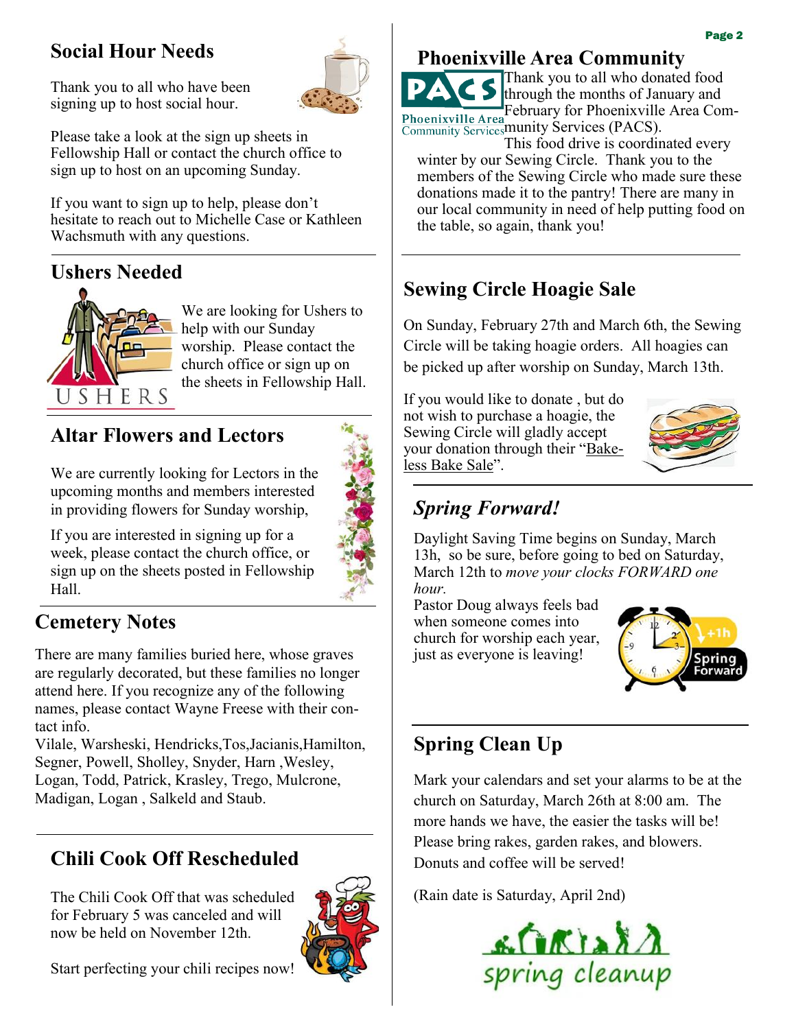## Social Hour Needs

Thank you to all who have been signing up to host social hour.

Please take a look at the sign up sheets in Fellowship Hall or contact the church office to sign up to host on an upcoming Sunday.

If you want to sign up to help, please don't hesitate to reach out to Michelle Case or Kathleen Wachsmuth with any questions.

## Ushers Needed

We are looking for Ushers to help with our Sunday worship. Please contact the church office or sign up on the sheets in Fellowship Hall.

## Altar Flowers and Lectors

We are currently looking for Lectors in the upcoming months and members interested in providing flowers for Sunday worship,

If you are interested in signing up for a week, please contact the church office, or sign up on the sheets posted in Fellowship Hall.

## Cemetery Notes

There are many families buried here, whose graves are regularly decorated, but these families no longer attend here. If you recognize any of the following names, please contact Wayne Freese with their contact info.

Vilale, Warsheski, Hendricks,Tos,Jacianis,Hamilton, Segner, Powell, Sholley, Snyder, Harn ,Wesley, Logan, Todd, Patrick, Krasley, Trego, Mulcrone, Madigan, Logan , Salkeld and Staub.

## Chili Cook Off Rescheduled

The Chili Cook Off that was scheduled for February 5 was canceled and will now be held on November 12th.

Start perfecting your chili recipes now!

## Phoenixville Area Community

Thank you to all who donated food through the months of January and February for Phoenixville Area Community Services (PACS).

This food drive is coordinated every winter by our Sewing Circle. Thank you to the members of the Sewing Circle who made sure these donations made it to the pantry! There are many in our local community in need of help putting food on the table, so again, thank you!

## Sewing Circle Hoagie Sale

On Sunday, February 27th and March 6th, the Sewing Circle will be taking hoagie orders. All hoagies can be picked up after worship on Sunday, March 13th.

If you would like to donate , but do not wish to purchase a hoagie, the Sewing Circle will gladly accept your donation through their "Bake-less Bake Sale".

## *Spring Forward!*

Daylight Saving Time begins on Sunday, March 13h, so be sure, before going to bed on Saturday, March 12th to *move your clocks FORWARD one hour.*

Pastor Doug always feels bad when someone comes into church for worship each year, just as everyone is leaving!

## Spring Clean Up

Mark your calendars and set your alarms to be at the church on Saturday, March 26th at 8:00 am. The more hands we have, the easier the tasks will be! Please bring rakes, garden rakes, and blowers. Donuts and coffee will be served!

(Rain date is Saturday, April 2nd)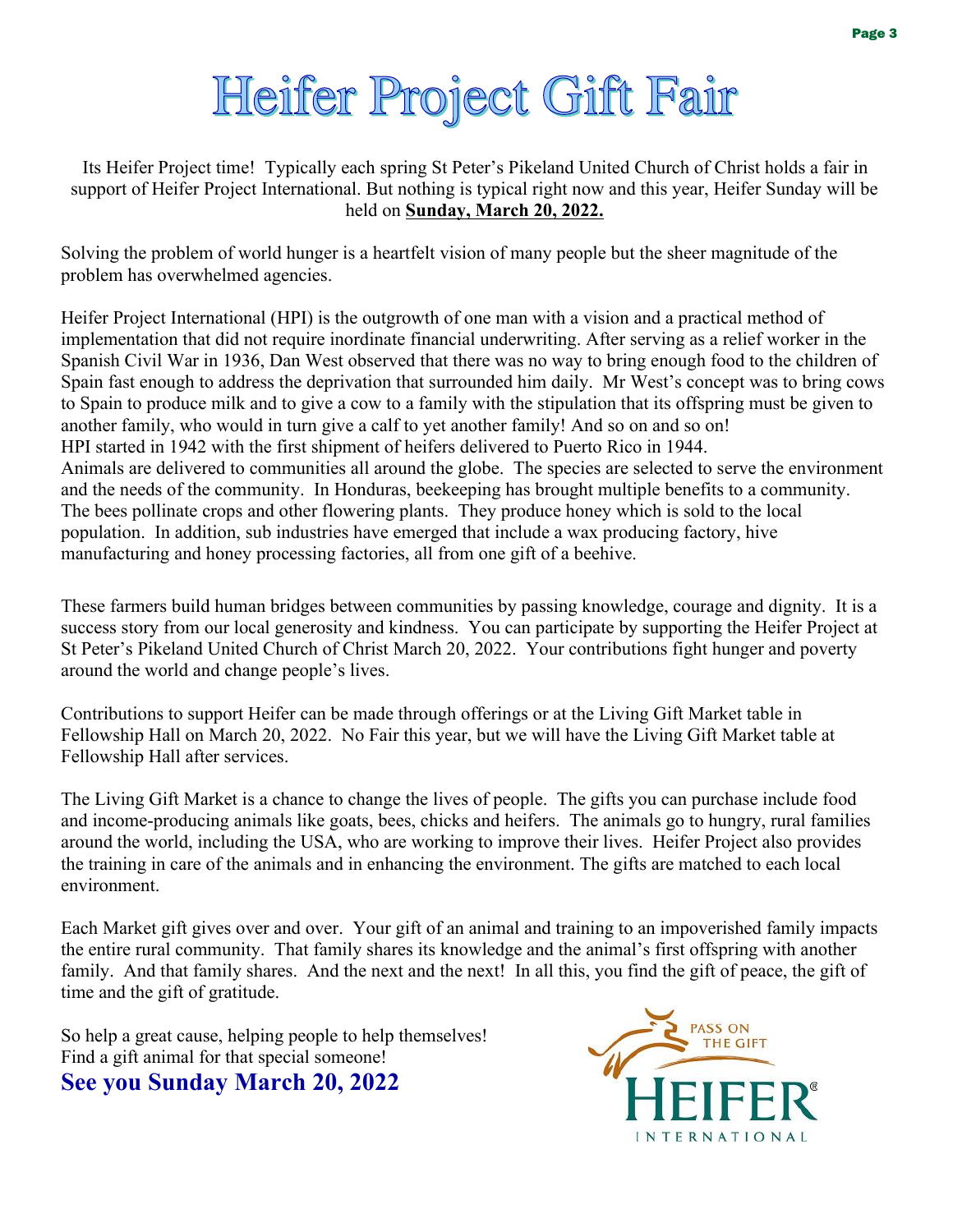# Heifer Project Gift Fair

Its Heifer Project time! Typically each spring St Peter's Pikeland United Church of Christ holds a fair in support of Heifer Project International. But nothing is typical right now and this year, Heifer Sunday will be held on **Sunday, March 20, 2022.**

Solving the problem of world hunger is a heartfelt vision of many people but the sheer magnitude of the problem has overwhelmed agencies.

Heifer Project International (HPI) is the outgrowth of one man with a vision and a practical method of implementation that did not require inordinate financial underwriting. After serving as a relief worker in the Spanish Civil War in 1936, Dan West observed that there was no way to bring enough food to the children of Spain fast enough to address the deprivation that surrounded him daily. Mr West's concept was to bring cows to Spain to produce milk and to give a cow to a family with the stipulation that its offspring must be given to another family, who would in turn give a calf to yet another family! And so on and so on!
HPI started in 1942 with the first shipment of heifers delivered to Puerto Rico in 1944.
Animals are delivered to communities all around the globe. The species are selected to serve the environment and the needs of the community. In Honduras, beekeeping has brought multiple benefits to a community. The bees pollinate crops and other flowering plants. They produce honey which is sold to the local population. In addition, sub industries have emerged that include a wax producing factory, hive manufacturing and honey processing factories, all from one gift of a beehive.

These farmers build human bridges between communities by passing knowledge, courage and dignity. It is a success story from our local generosity and kindness. You can participate by supporting the Heifer Project at St Peter's Pikeland United Church of Christ March 20, 2022. Your contributions fight hunger and poverty around the world and change people's lives.

Contributions to support Heifer can be made through offerings or at the Living Gift Market table in Fellowship Hall on March 20, 2022. No Fair this year, but we will have the Living Gift Market table at Fellowship Hall after services.

The Living Gift Market is a chance to change the lives of people. The gifts you can purchase include food and income-producing animals like goats, bees, chicks and heifers. The animals go to hungry, rural families around the world, including the USA, who are working to improve their lives. Heifer Project also provides the training in care of the animals and in enhancing the environment. The gifts are matched to each local environment.

Each Market gift gives over and over. Your gift of an animal and training to an impoverished family impacts the entire rural community. That family shares its knowledge and the animal's first offspring with another family. And that family shares. And the next and the next! In all this, you find the gift of peace, the gift of time and the gift of gratitude.

So help a great cause, helping people to help themselves!
Find a gift animal for that special someone!

**See you Sunday March 20, 2022**

PASS ON THE GIFT
HEIFER®
INTERNATIONAL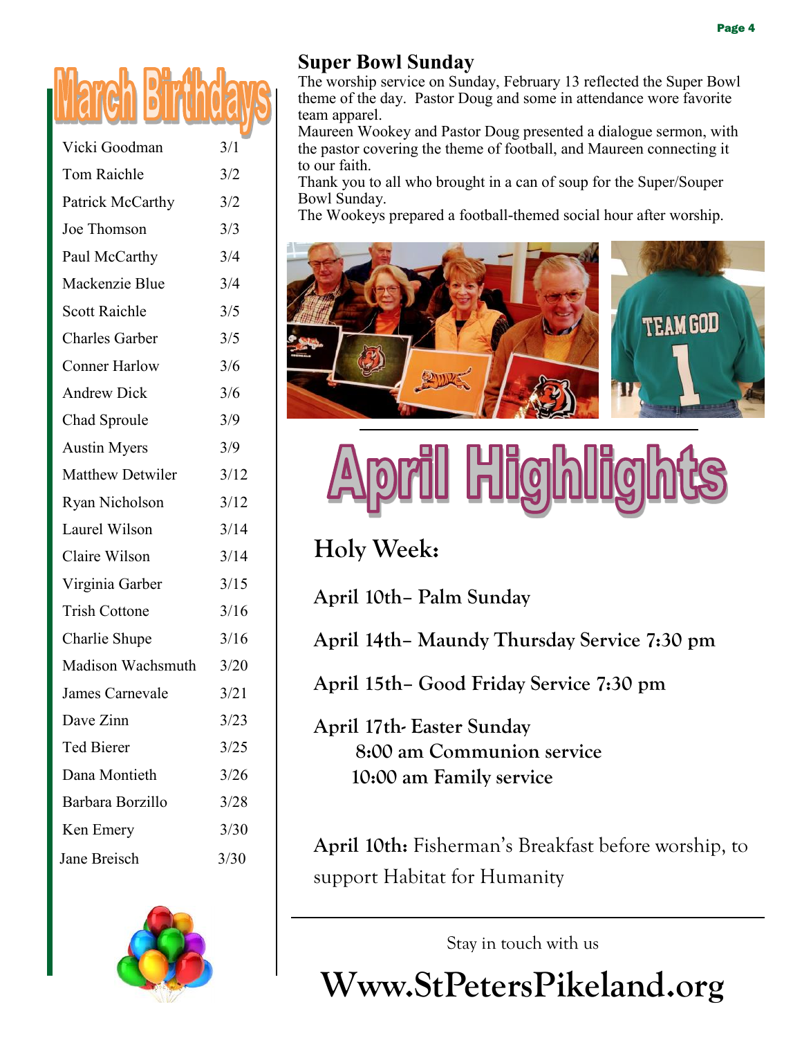## March Birthdays

| | |
|---|---|
| Vicki Goodman | 3/1 |
| Tom Raichle | 3/2 |
| Patrick McCarthy | 3/2 |
| Joe Thomson | 3/3 |
| Paul McCarthy | 3/4 |
| Mackenzie Blue | 3/4 |
| Scott Raichle | 3/5 |
| Charles Garber | 3/5 |
| Conner Harlow | 3/6 |
| Andrew Dick | 3/6 |
| Chad Sproule | 3/9 |
| Austin Myers | 3/9 |
| Matthew Detwiler | 3/12 |
| Ryan Nicholson | 3/12 |
| Laurel Wilson | 3/14 |
| Claire Wilson | 3/14 |
| Virginia Garber | 3/15 |
| Trish Cottone | 3/16 |
| Charlie Shupe | 3/16 |
| Madison Wachsmuth | 3/20 |
| James Carnevale | 3/21 |
| Dave Zinn | 3/23 |
| Ted Bierer | 3/25 |
| Dana Montieth | 3/26 |
| Barbara Borzillo | 3/28 |
| Ken Emery | 3/30 |
| Jane Breisch | 3/30 |

## Super Bowl Sunday

The worship service on Sunday, February 13 reflected the Super Bowl theme of the day. Pastor Doug and some in attendance wore favorite team apparel.

Maureen Wookey and Pastor Doug presented a dialogue sermon, with the pastor covering the theme of football, and Maureen connecting it to our faith.

Thank you to all who brought in a can of soup for the Super/Souper Bowl Sunday.

The Wookeys prepared a football-themed social hour after worship.

# April Highlights

### Holy Week:

**April 10th– Palm Sunday**

**April 14th– Maundy Thursday Service 7:30 pm**

**April 15th– Good Friday Service 7:30 pm**

**April 17th- Easter Sunday**
**8:00 am Communion service**
**10:00 am Family service**

**April 10th:** Fisherman's Breakfast before worship, to support Habitat for Humanity

Stay in touch with us

**Www.StPetersPikeland.org**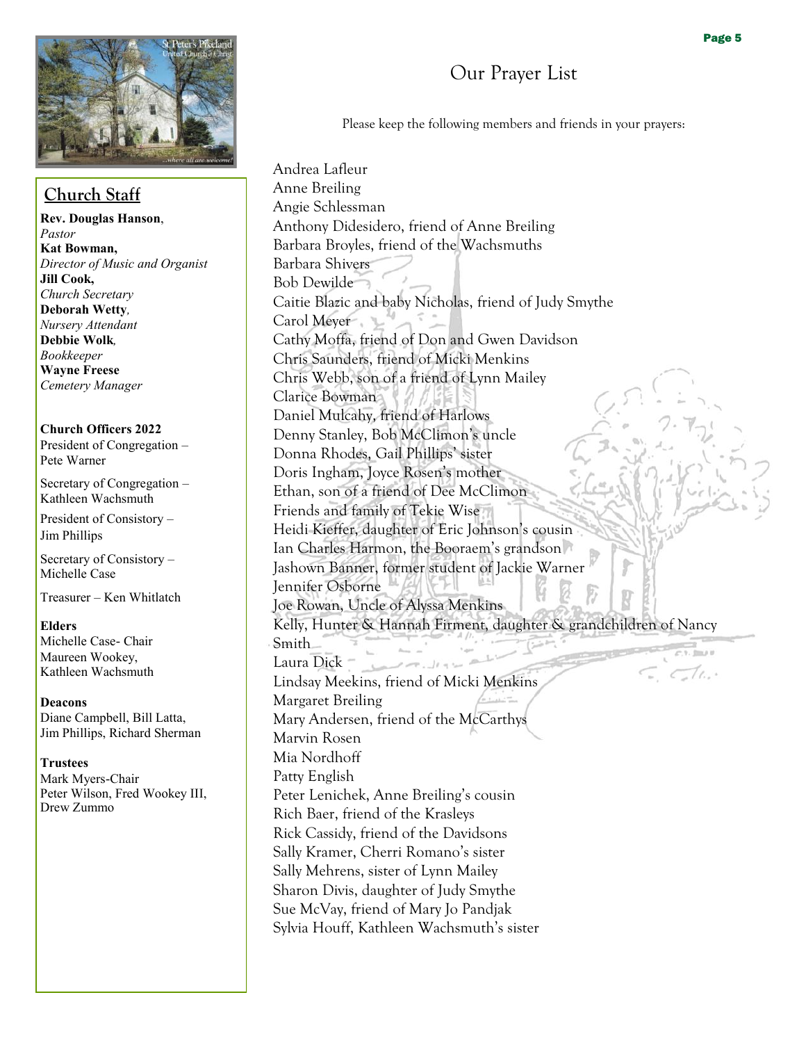## Church Staff

**Rev. Douglas Hanson**,
*Pastor*
**Kat Bowman,**
*Director of Music and Organist*
**Jill Cook,**
*Church Secretary*
**Deborah Wetty***,*
*Nursery Attendant*
**Debbie Wolk***,*
*Bookkeeper*
**Wayne Freese**
*Cemetery Manager*

**Church Officers 2022**
President of Congregation – Pete Warner

Secretary of Congregation – Kathleen Wachsmuth

President of Consistory – Jim Phillips

Secretary of Consistory – Michelle Case

Treasurer – Ken Whitlatch

**Elders**
Michelle Case- Chair
Maureen Wookey,
Kathleen Wachsmuth

**Deacons**
Diane Campbell, Bill Latta, Jim Phillips, Richard Sherman

**Trustees**
Mark Myers-Chair
Peter Wilson, Fred Wookey III, Drew Zummo

# Our Prayer List

Please keep the following members and friends in your prayers:

Andrea Lafleur
Anne Breiling
Angie Schlessman
Anthony Didesidero, friend of Anne Breiling
Barbara Broyles, friend of the Wachsmuths
Barbara Shivers
Bob Dewilde
Caitie Blazic and baby Nicholas, friend of Judy Smythe
Carol Meyer
Cathy Moffa, friend of Don and Gwen Davidson
Chris Saunders, friend of Micki Menkins
Chris Webb, son of a friend of Lynn Mailey
Clarice Bowman
Daniel Mulcahy, friend of Harlows
Denny Stanley, Bob McClimon's uncle
Donna Rhodes, Gail Phillips' sister
Doris Ingham, Joyce Rosen's mother
Ethan, son of a friend of Dee McClimon
Friends and family of Tekie Wise
Heidi Kieffer, daughter of Eric Johnson's cousin
Ian Charles Harmon, the Booraem's grandson
Jashown Banner, former student of Jackie Warner
Jennifer Osborne
Joe Rowan, Uncle of Alyssa Menkins
Kelly, Hunter & Hannah Firment, daughter & grandchildren of Nancy Smith
Laura Dick
Lindsay Meekins, friend of Micki Menkins
Margaret Breiling
Mary Andersen, friend of the McCarthys
Marvin Rosen
Mia Nordhoff
Patty English
Peter Lenichek, Anne Breiling's cousin
Rich Baer, friend of the Krasleys
Rick Cassidy, friend of the Davidsons
Sally Kramer, Cherri Romano's sister
Sally Mehrens, sister of Lynn Mailey
Sharon Divis, daughter of Judy Smythe
Sue McVay, friend of Mary Jo Pandjak
Sylvia Houff, Kathleen Wachsmuth's sister